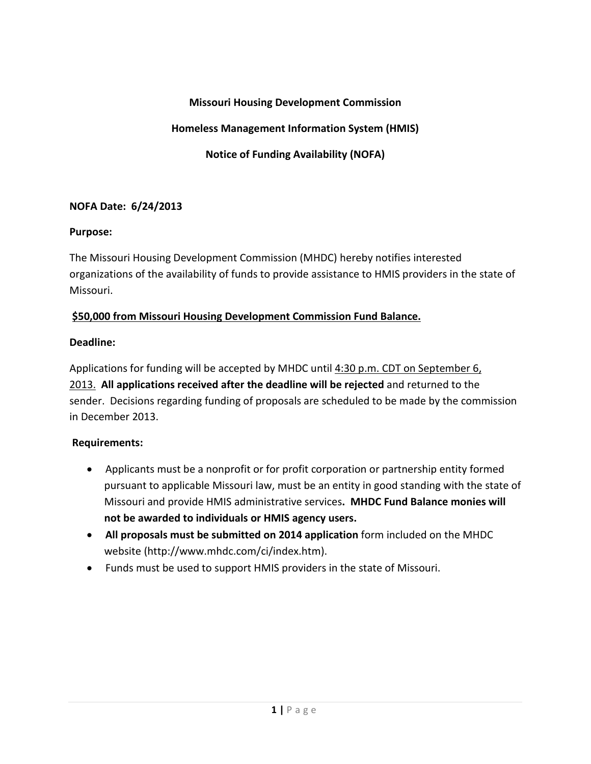**Missouri Housing Development Commission**

**Homeless Management Information System (HMIS)**

**Notice of Funding Availability (NOFA)**

**NOFA Date: 6/24/2013**

**Purpose:**

The Missouri Housing Development Commission (MHDC) hereby notifies interested organizations of the availability of funds to provide assistance to HMIS providers in the state of Missouri.

**$50,000 from Missouri Housing Development Commission Fund Balance.**

**Deadline:**

Applications for funding will be accepted by MHDC until 4:30 p.m. CDT on September 6, 2013. **All applications received after the deadline will be rejected** and returned to the sender. Decisions regarding funding of proposals are scheduled to be made by the commission in December 2013.

**Requirements:**

- Applicants must be a nonprofit or for profit corporation or partnership entity formed pursuant to applicable Missouri law, must be an entity in good standing with the state of Missouri and provide HMIS administrative services**. MHDC Fund Balance monies will not be awarded to individuals or HMIS agency users.**
- **All proposals must be submitted on 2014 application** form included on the MHDC website (http://www.mhdc.com/ci/index.htm).
- Funds must be used to support HMIS providers in the state of Missouri.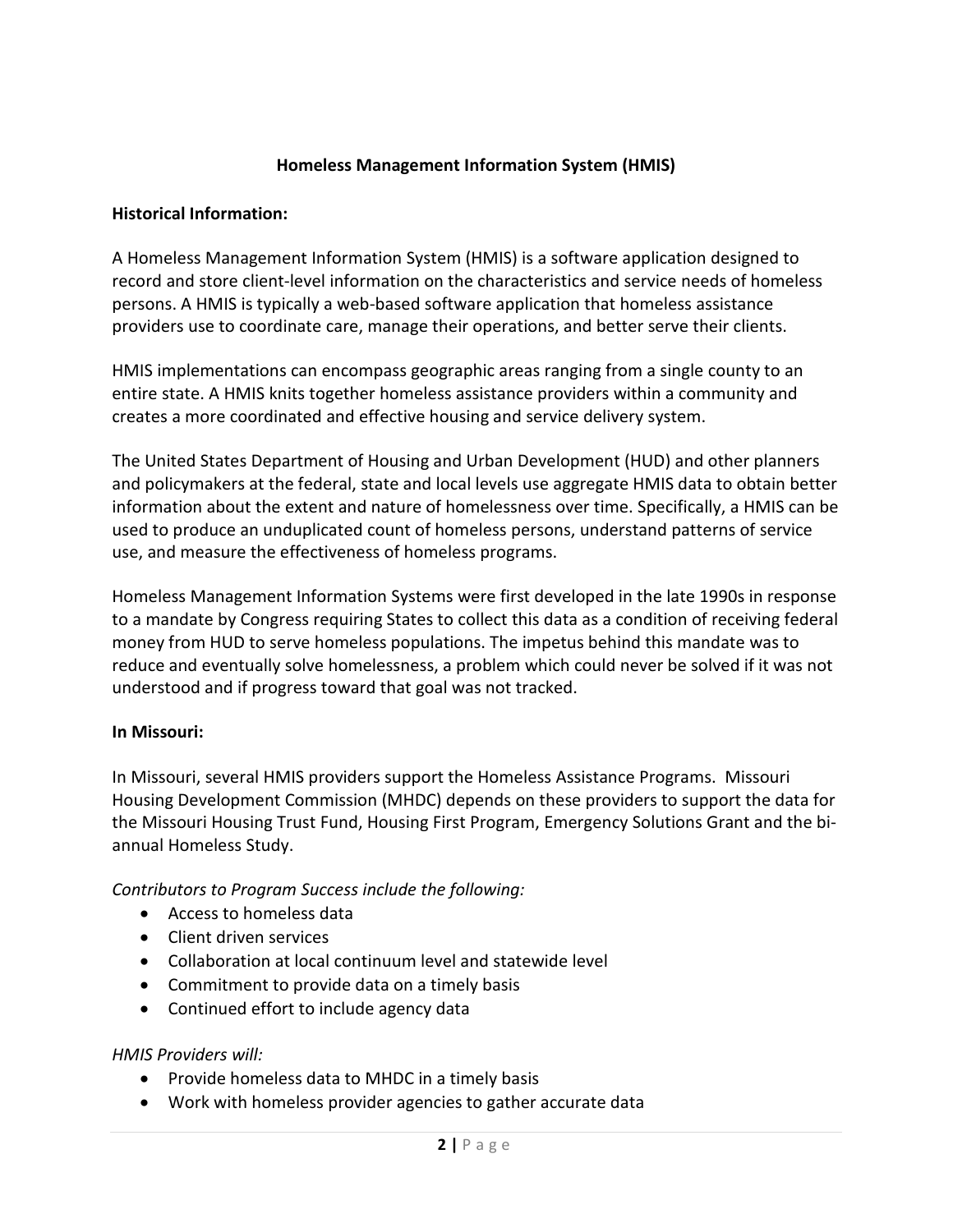# Homeless Management Information System (HMIS)

**Historical Information:**

A Homeless Management Information System (HMIS) is a software application designed to record and store client-level information on the characteristics and service needs of homeless persons. A HMIS is typically a web-based software application that homeless assistance providers use to coordinate care, manage their operations, and better serve their clients.

HMIS implementations can encompass geographic areas ranging from a single county to an entire state. A HMIS knits together homeless assistance providers within a community and creates a more coordinated and effective housing and service delivery system.

The United States Department of Housing and Urban Development (HUD) and other planners and policymakers at the federal, state and local levels use aggregate HMIS data to obtain better information about the extent and nature of homelessness over time. Specifically, a HMIS can be used to produce an unduplicated count of homeless persons, understand patterns of service use, and measure the effectiveness of homeless programs.

Homeless Management Information Systems were first developed in the late 1990s in response to a mandate by Congress requiring States to collect this data as a condition of receiving federal money from HUD to serve homeless populations. The impetus behind this mandate was to reduce and eventually solve homelessness, a problem which could never be solved if it was not understood and if progress toward that goal was not tracked.

**In Missouri:**

In Missouri, several HMIS providers support the Homeless Assistance Programs. Missouri Housing Development Commission (MHDC) depends on these providers to support the data for the Missouri Housing Trust Fund, Housing First Program, Emergency Solutions Grant and the bi-annual Homeless Study.

*Contributors to Program Success include the following:*

- Access to homeless data
- Client driven services
- Collaboration at local continuum level and statewide level
- Commitment to provide data on a timely basis
- Continued effort to include agency data

*HMIS Providers will:*

- Provide homeless data to MHDC in a timely basis
- Work with homeless provider agencies to gather accurate data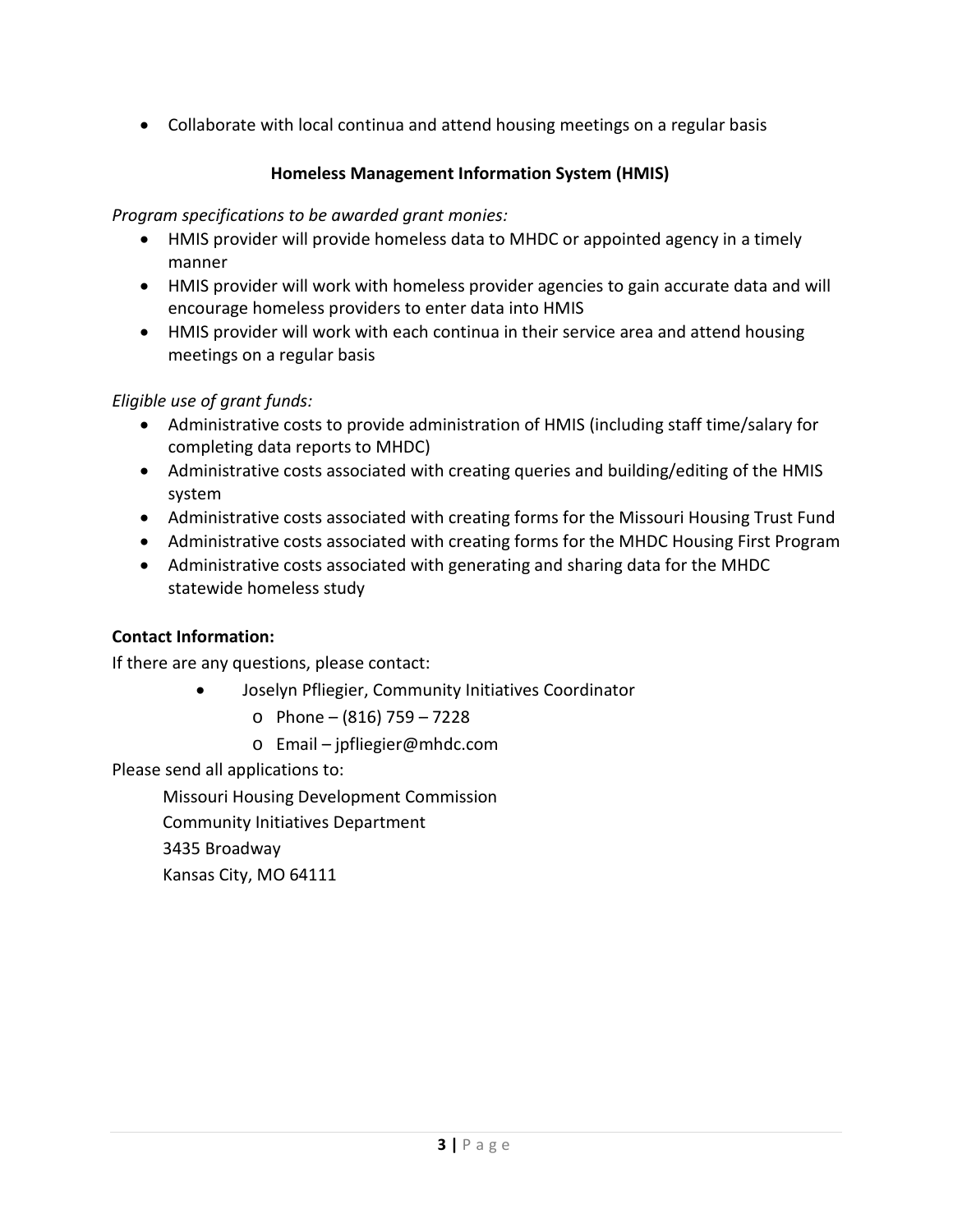- Collaborate with local continua and attend housing meetings on a regular basis

## Homeless Management Information System (HMIS)

*Program specifications to be awarded grant monies:*

- HMIS provider will provide homeless data to MHDC or appointed agency in a timely manner
- HMIS provider will work with homeless provider agencies to gain accurate data and will encourage homeless providers to enter data into HMIS
- HMIS provider will work with each continua in their service area and attend housing meetings on a regular basis

*Eligible use of grant funds:*

- Administrative costs to provide administration of HMIS (including staff time/salary for completing data reports to MHDC)
- Administrative costs associated with creating queries and building/editing of the HMIS system
- Administrative costs associated with creating forms for the Missouri Housing Trust Fund
- Administrative costs associated with creating forms for the MHDC Housing First Program
- Administrative costs associated with generating and sharing data for the MHDC statewide homeless study

**Contact Information:**

If there are any questions, please contact:

- Joselyn Pfliegier, Community Initiatives Coordinator
  - Phone – (816) 759 – 7228
  - Email – jpfliegier@mhdc.com

Please send all applications to:

Missouri Housing Development Commission
Community Initiatives Department
3435 Broadway
Kansas City, MO 64111